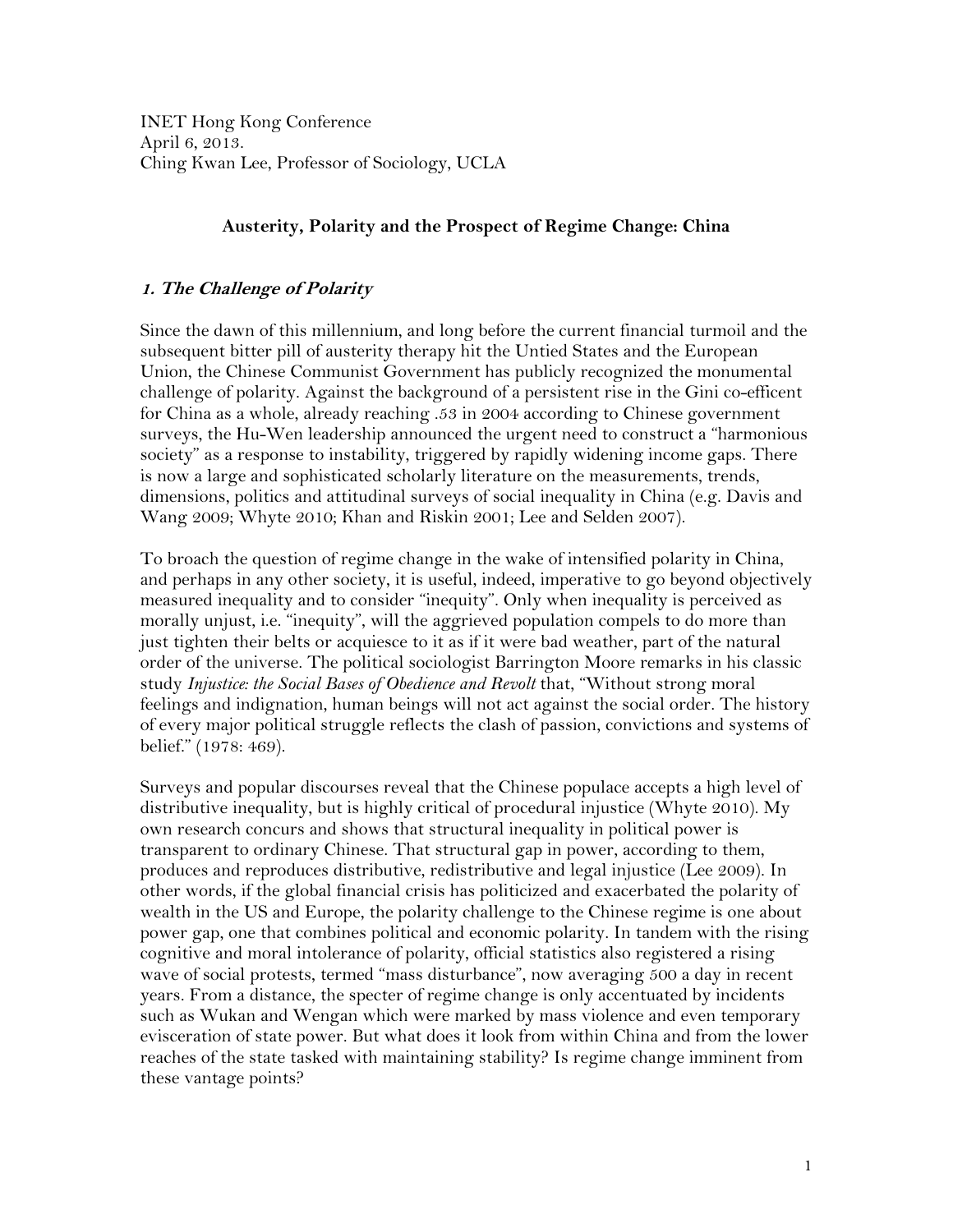INET Hong Kong Conference
April 6, 2013.
Ching Kwan Lee, Professor of Sociology, UCLA

## Austerity, Polarity and the Prospect of Regime Change: China

### *1. The Challenge of Polarity*

Since the dawn of this millennium, and long before the current financial turmoil and the subsequent bitter pill of austerity therapy hit the Untied States and the European Union, the Chinese Communist Government has publicly recognized the monumental challenge of polarity. Against the background of a persistent rise in the Gini co-efficent for China as a whole, already reaching .53 in 2004 according to Chinese government surveys, the Hu-Wen leadership announced the urgent need to construct a "harmonious society" as a response to instability, triggered by rapidly widening income gaps. There is now a large and sophisticated scholarly literature on the measurements, trends, dimensions, politics and attitudinal surveys of social inequality in China (e.g. Davis and Wang 2009; Whyte 2010; Khan and Riskin 2001; Lee and Selden 2007).

To broach the question of regime change in the wake of intensified polarity in China, and perhaps in any other society, it is useful, indeed, imperative to go beyond objectively measured inequality and to consider "inequity". Only when inequality is perceived as morally unjust, i.e. "inequity", will the aggrieved population compels to do more than just tighten their belts or acquiesce to it as if it were bad weather, part of the natural order of the universe. The political sociologist Barrington Moore remarks in his classic study *Injustice: the Social Bases of Obedience and Revolt* that, "Without strong moral feelings and indignation, human beings will not act against the social order. The history of every major political struggle reflects the clash of passion, convictions and systems of belief." (1978: 469).

Surveys and popular discourses reveal that the Chinese populace accepts a high level of distributive inequality, but is highly critical of procedural injustice (Whyte 2010). My own research concurs and shows that structural inequality in political power is transparent to ordinary Chinese. That structural gap in power, according to them, produces and reproduces distributive, redistributive and legal injustice (Lee 2009). In other words, if the global financial crisis has politicized and exacerbated the polarity of wealth in the US and Europe, the polarity challenge to the Chinese regime is one about power gap, one that combines political and economic polarity. In tandem with the rising cognitive and moral intolerance of polarity, official statistics also registered a rising wave of social protests, termed "mass disturbance", now averaging 500 a day in recent years. From a distance, the specter of regime change is only accentuated by incidents such as Wukan and Wengan which were marked by mass violence and even temporary evisceration of state power. But what does it look from within China and from the lower reaches of the state tasked with maintaining stability? Is regime change imminent from these vantage points?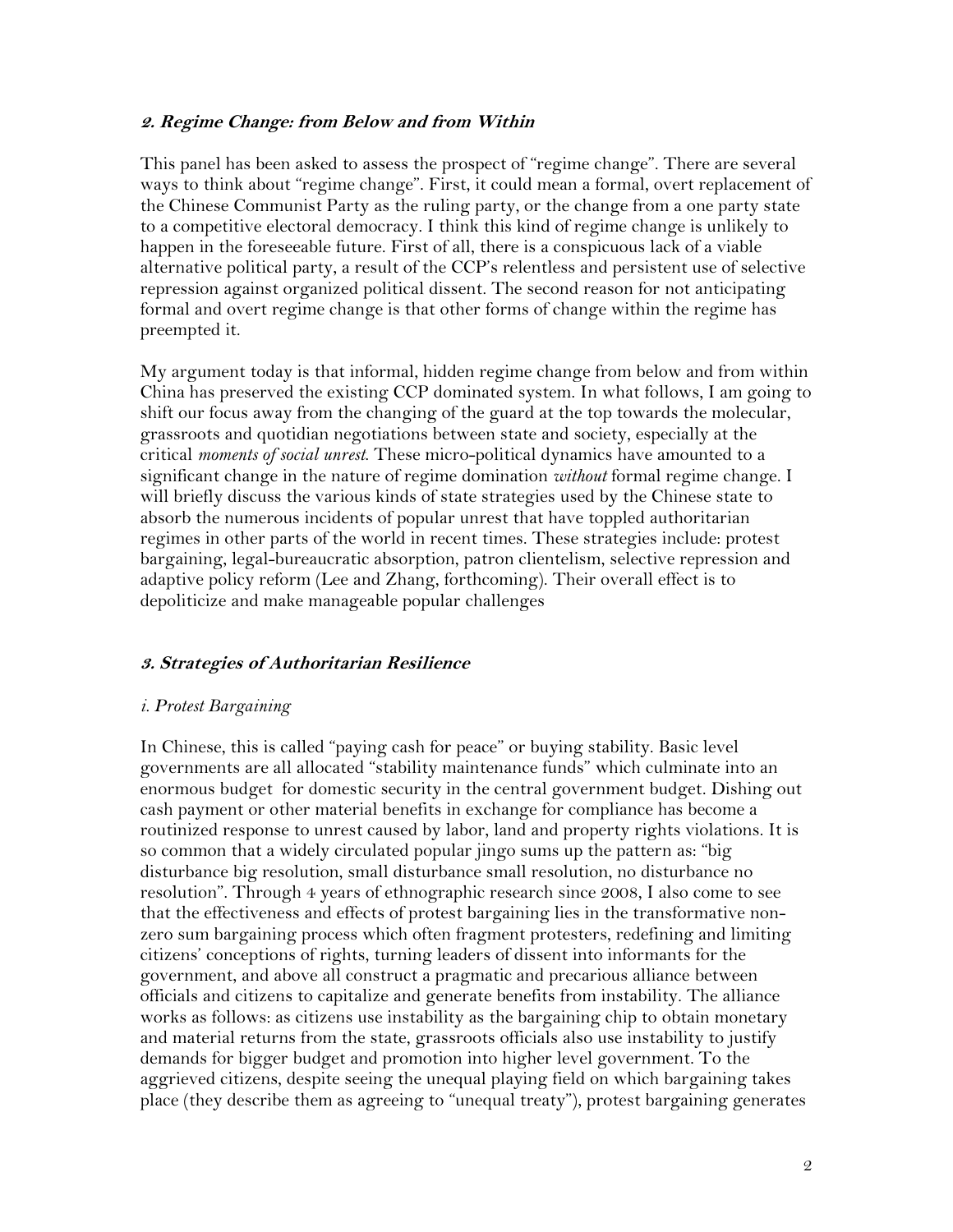## 2. Regime Change: from Below and from Within

This panel has been asked to assess the prospect of "regime change". There are several ways to think about "regime change". First, it could mean a formal, overt replacement of the Chinese Communist Party as the ruling party, or the change from a one party state to a competitive electoral democracy. I think this kind of regime change is unlikely to happen in the foreseeable future. First of all, there is a conspicuous lack of a viable alternative political party, a result of the CCP's relentless and persistent use of selective repression against organized political dissent. The second reason for not anticipating formal and overt regime change is that other forms of change within the regime has preempted it.

My argument today is that informal, hidden regime change from below and from within China has preserved the existing CCP dominated system. In what follows, I am going to shift our focus away from the changing of the guard at the top towards the molecular, grassroots and quotidian negotiations between state and society, especially at the critical *moments of social unrest*. These micro-political dynamics have amounted to a significant change in the nature of regime domination *without* formal regime change. I will briefly discuss the various kinds of state strategies used by the Chinese state to absorb the numerous incidents of popular unrest that have toppled authoritarian regimes in other parts of the world in recent times. These strategies include: protest bargaining, legal-bureaucratic absorption, patron clientelism, selective repression and adaptive policy reform (Lee and Zhang, forthcoming). Their overall effect is to depoliticize and make manageable popular challenges

## 3. Strategies of Authoritarian Resilience

### *i. Protest Bargaining*

In Chinese, this is called "paying cash for peace" or buying stability. Basic level governments are all allocated "stability maintenance funds" which culminate into an enormous budget for domestic security in the central government budget. Dishing out cash payment or other material benefits in exchange for compliance has become a routinized response to unrest caused by labor, land and property rights violations. It is so common that a widely circulated popular jingo sums up the pattern as: "big disturbance big resolution, small disturbance small resolution, no disturbance no resolution". Through 4 years of ethnographic research since 2008, I also come to see that the effectiveness and effects of protest bargaining lies in the transformative non-zero sum bargaining process which often fragment protesters, redefining and limiting citizens' conceptions of rights, turning leaders of dissent into informants for the government, and above all construct a pragmatic and precarious alliance between officials and citizens to capitalize and generate benefits from instability. The alliance works as follows: as citizens use instability as the bargaining chip to obtain monetary and material returns from the state, grassroots officials also use instability to justify demands for bigger budget and promotion into higher level government. To the aggrieved citizens, despite seeing the unequal playing field on which bargaining takes place (they describe them as agreeing to "unequal treaty"), protest bargaining generates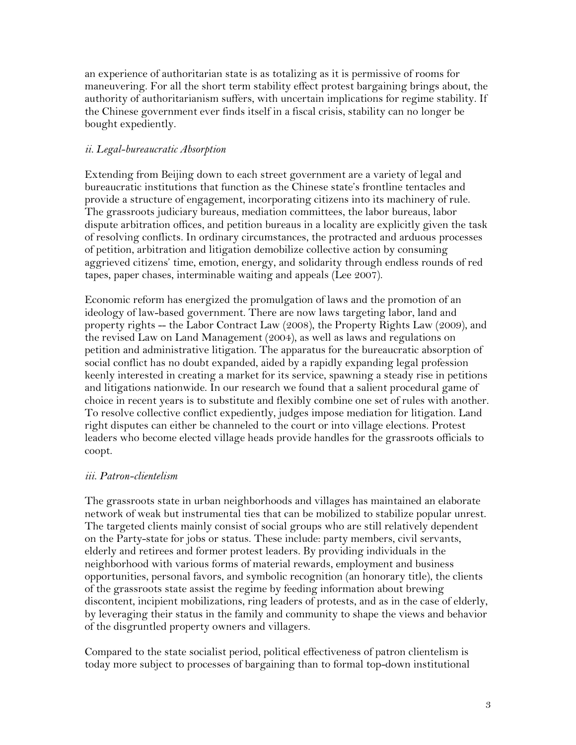an experience of authoritarian state is as totalizing as it is permissive of rooms for maneuvering. For all the short term stability effect protest bargaining brings about, the authority of authoritarianism suffers, with uncertain implications for regime stability. If the Chinese government ever finds itself in a fiscal crisis, stability can no longer be bought expediently.

*ii. Legal-bureaucratic Absorption*

Extending from Beijing down to each street government are a variety of legal and bureaucratic institutions that function as the Chinese state's frontline tentacles and provide a structure of engagement, incorporating citizens into its machinery of rule. The grassroots judiciary bureaus, mediation committees, the labor bureaus, labor dispute arbitration offices, and petition bureaus in a locality are explicitly given the task of resolving conflicts. In ordinary circumstances, the protracted and arduous processes of petition, arbitration and litigation demobilize collective action by consuming aggrieved citizens' time, emotion, energy, and solidarity through endless rounds of red tapes, paper chases, interminable waiting and appeals (Lee 2007).

Economic reform has energized the promulgation of laws and the promotion of an ideology of law-based government. There are now laws targeting labor, land and property rights -- the Labor Contract Law (2008), the Property Rights Law (2009), and the revised Law on Land Management (2004), as well as laws and regulations on petition and administrative litigation. The apparatus for the bureaucratic absorption of social conflict has no doubt expanded, aided by a rapidly expanding legal profession keenly interested in creating a market for its service, spawning a steady rise in petitions and litigations nationwide. In our research we found that a salient procedural game of choice in recent years is to substitute and flexibly combine one set of rules with another. To resolve collective conflict expediently, judges impose mediation for litigation. Land right disputes can either be channeled to the court or into village elections. Protest leaders who become elected village heads provide handles for the grassroots officials to coopt.

*iii. Patron-clientelism*

The grassroots state in urban neighborhoods and villages has maintained an elaborate network of weak but instrumental ties that can be mobilized to stabilize popular unrest. The targeted clients mainly consist of social groups who are still relatively dependent on the Party-state for jobs or status. These include: party members, civil servants, elderly and retirees and former protest leaders. By providing individuals in the neighborhood with various forms of material rewards, employment and business opportunities, personal favors, and symbolic recognition (an honorary title), the clients of the grassroots state assist the regime by feeding information about brewing discontent, incipient mobilizations, ring leaders of protests, and as in the case of elderly, by leveraging their status in the family and community to shape the views and behavior of the disgruntled property owners and villagers.

Compared to the state socialist period, political effectiveness of patron clientelism is today more subject to processes of bargaining than to formal top-down institutional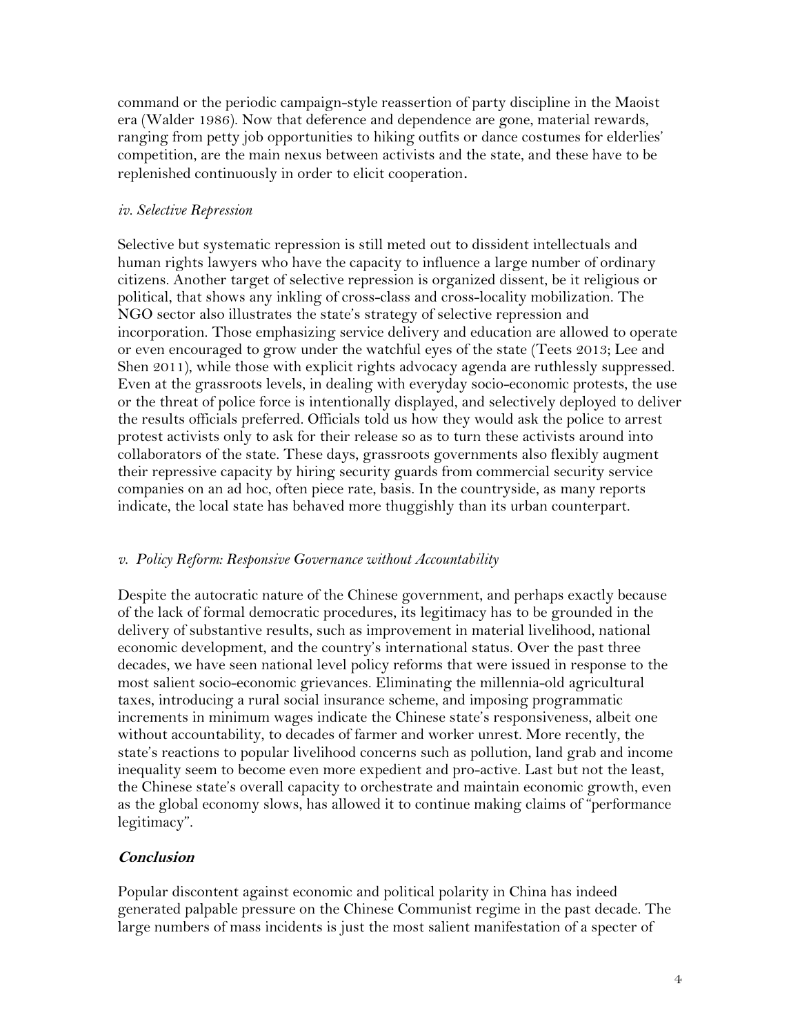command or the periodic campaign-style reassertion of party discipline in the Maoist era (Walder 1986). Now that deference and dependence are gone, material rewards, ranging from petty job opportunities to hiking outfits or dance costumes for elderlies' competition, are the main nexus between activists and the state, and these have to be replenished continuously in order to elicit cooperation.

*iv. Selective Repression*

Selective but systematic repression is still meted out to dissident intellectuals and human rights lawyers who have the capacity to influence a large number of ordinary citizens. Another target of selective repression is organized dissent, be it religious or political, that shows any inkling of cross-class and cross-locality mobilization. The NGO sector also illustrates the state's strategy of selective repression and incorporation. Those emphasizing service delivery and education are allowed to operate or even encouraged to grow under the watchful eyes of the state (Teets 2013; Lee and Shen 2011), while those with explicit rights advocacy agenda are ruthlessly suppressed. Even at the grassroots levels, in dealing with everyday socio-economic protests, the use or the threat of police force is intentionally displayed, and selectively deployed to deliver the results officials preferred. Officials told us how they would ask the police to arrest protest activists only to ask for their release so as to turn these activists around into collaborators of the state. These days, grassroots governments also flexibly augment their repressive capacity by hiring security guards from commercial security service companies on an ad hoc, often piece rate, basis. In the countryside, as many reports indicate, the local state has behaved more thuggishly than its urban counterpart.

*v. Policy Reform: Responsive Governance without Accountability*

Despite the autocratic nature of the Chinese government, and perhaps exactly because of the lack of formal democratic procedures, its legitimacy has to be grounded in the delivery of substantive results, such as improvement in material livelihood, national economic development, and the country's international status. Over the past three decades, we have seen national level policy reforms that were issued in response to the most salient socio-economic grievances. Eliminating the millennia-old agricultural taxes, introducing a rural social insurance scheme, and imposing programmatic increments in minimum wages indicate the Chinese state's responsiveness, albeit one without accountability, to decades of farmer and worker unrest. More recently, the state's reactions to popular livelihood concerns such as pollution, land grab and income inequality seem to become even more expedient and pro-active. Last but not the least, the Chinese state's overall capacity to orchestrate and maintain economic growth, even as the global economy slows, has allowed it to continue making claims of "performance legitimacy".

## **Conclusion**

Popular discontent against economic and political polarity in China has indeed generated palpable pressure on the Chinese Communist regime in the past decade. The large numbers of mass incidents is just the most salient manifestation of a specter of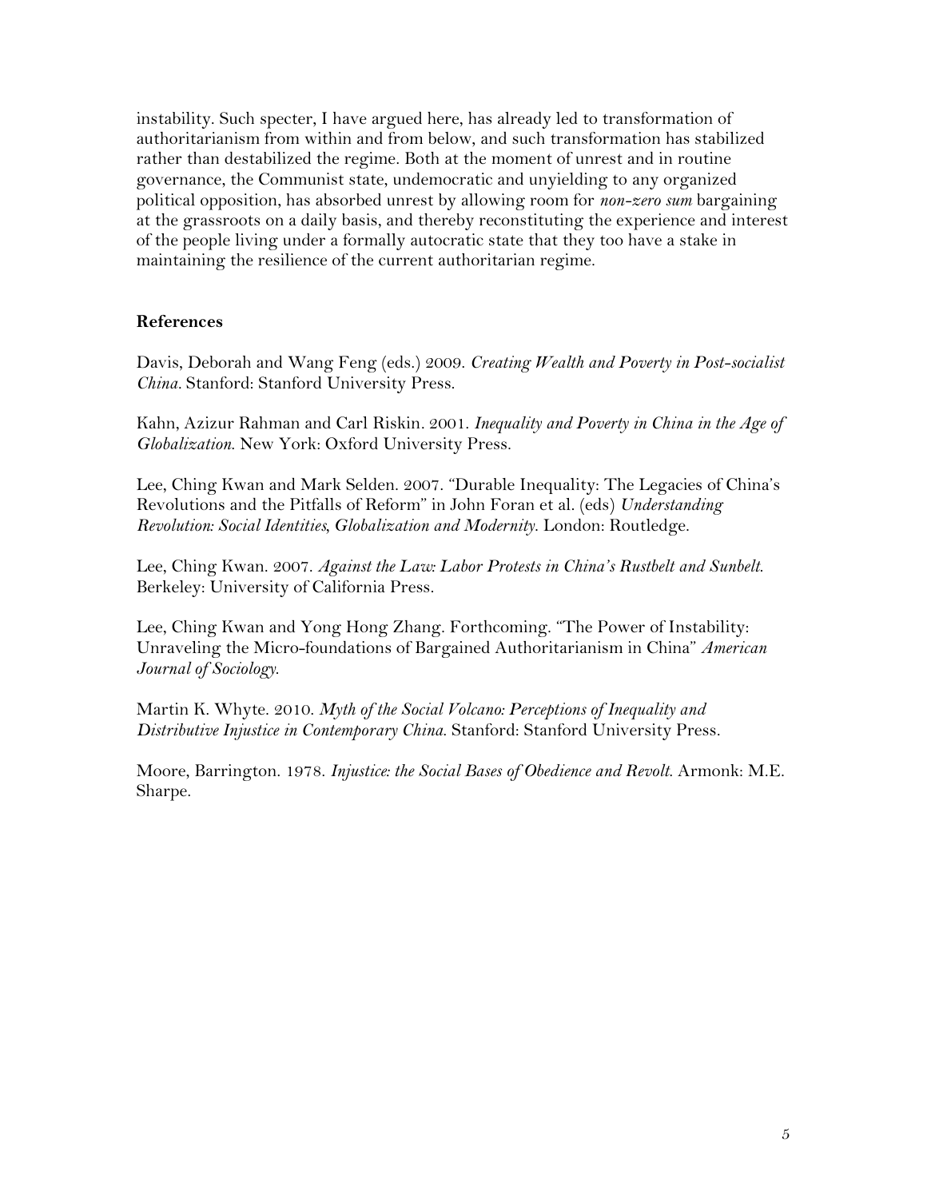instability. Such specter, I have argued here, has already led to transformation of authoritarianism from within and from below, and such transformation has stabilized rather than destabilized the regime. Both at the moment of unrest and in routine governance, the Communist state, undemocratic and unyielding to any organized political opposition, has absorbed unrest by allowing room for *non-zero sum* bargaining at the grassroots on a daily basis, and thereby reconstituting the experience and interest of the people living under a formally autocratic state that they too have a stake in maintaining the resilience of the current authoritarian regime.

**References**

Davis, Deborah and Wang Feng (eds.) 2009. *Creating Wealth and Poverty in Post-socialist China*. Stanford: Stanford University Press.

Kahn, Azizur Rahman and Carl Riskin. 2001. *Inequality and Poverty in China in the Age of Globalization*. New York: Oxford University Press.

Lee, Ching Kwan and Mark Selden. 2007. "Durable Inequality: The Legacies of China's Revolutions and the Pitfalls of Reform" in John Foran et al. (eds) *Understanding Revolution: Social Identities, Globalization and Modernity*. London: Routledge.

Lee, Ching Kwan. 2007. *Against the Law: Labor Protests in China's Rustbelt and Sunbelt*. Berkeley: University of California Press.

Lee, Ching Kwan and Yong Hong Zhang. Forthcoming. "The Power of Instability: Unraveling the Micro-foundations of Bargained Authoritarianism in China" *American Journal of Sociology*.

Martin K. Whyte. 2010. *Myth of the Social Volcano: Perceptions of Inequality and Distributive Injustice in Contemporary China*. Stanford: Stanford University Press.

Moore, Barrington. 1978. *Injustice: the Social Bases of Obedience and Revolt*. Armonk: M.E. Sharpe.